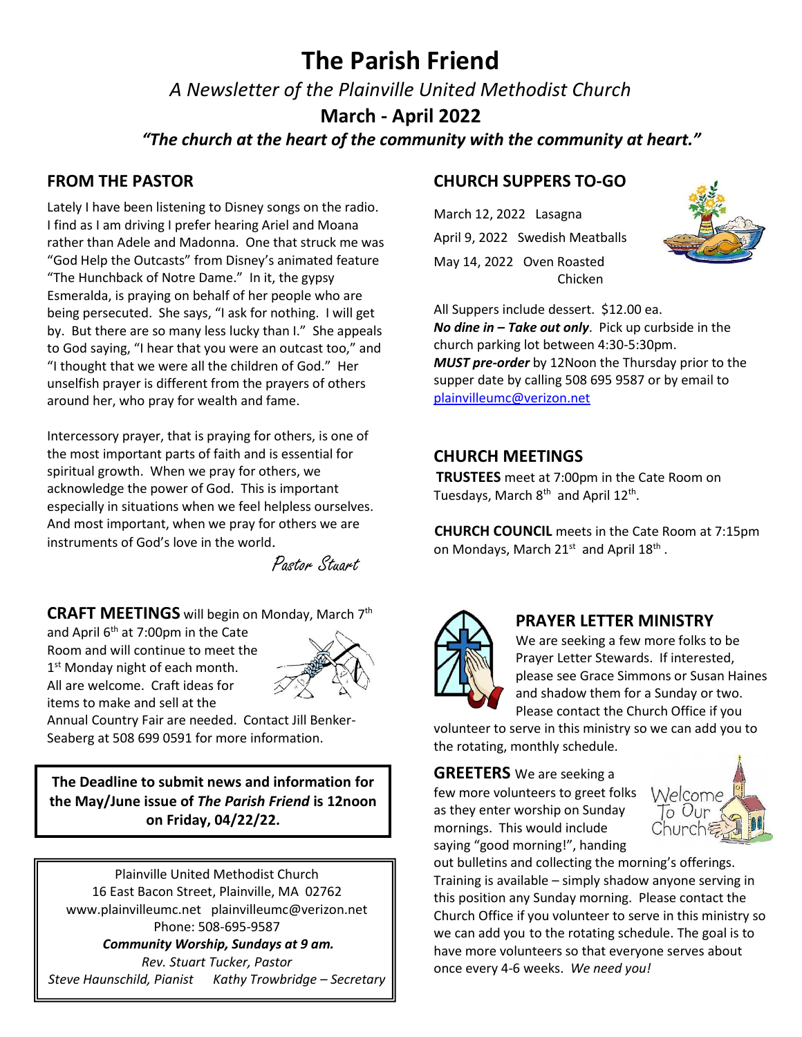# The Parish Friend

*A Newsletter of the Plainville United Methodist Church*

**March - April 2022**

***"The church at the heart of the community with the community at heart."***

## FROM THE PASTOR

Lately I have been listening to Disney songs on the radio. I find as I am driving I prefer hearing Ariel and Moana rather than Adele and Madonna. One that struck me was "God Help the Outcasts" from Disney's animated feature "The Hunchback of Notre Dame." In it, the gypsy Esmeralda, is praying on behalf of her people who are being persecuted. She says, "I ask for nothing. I will get by. But there are so many less lucky than I." She appeals to God saying, "I hear that you were an outcast too," and "I thought that we were all the children of God." Her unselfish prayer is different from the prayers of others around her, who pray for wealth and fame.

Intercessory prayer, that is praying for others, is one of the most important parts of faith and is essential for spiritual growth. When we pray for others, we acknowledge the power of God. This is important especially in situations when we feel helpless ourselves. And most important, when we pray for others we are instruments of God's love in the world.

*Pastor Stuart*

**CRAFT MEETINGS** will begin on Monday, March 7th and April 6th at 7:00pm in the Cate Room and will continue to meet the 1st Monday night of each month. All are welcome. Craft ideas for items to make and sell at the Annual Country Fair are needed. Contact Jill Benker-Seaberg at 508 699 0591 for more information.

**The Deadline to submit news and information for the May/June issue of *The Parish Friend* is 12noon on Friday, 04/22/22.**

Plainville United Methodist Church
16 East Bacon Street, Plainville, MA 02762
www.plainvilleumc.net plainvilleumc@verizon.net
Phone: 508-695-9587
***Community Worship, Sundays at 9 am.***
*Rev. Stuart Tucker, Pastor*
*Steve Haunschild, Pianist* *Kathy Trowbridge – Secretary*

## CHURCH SUPPERS TO-GO

March 12, 2022 Lasagna
April 9, 2022 Swedish Meatballs
May 14, 2022 Oven Roasted Chicken

All Suppers include dessert. $12.00 ea.
***No dine in – Take out only***. Pick up curbside in the church parking lot between 4:30-5:30pm.
***MUST pre-order*** by 12Noon the Thursday prior to the supper date by calling 508 695 9587 or by email to plainvilleumc@verizon.net

## CHURCH MEETINGS

**TRUSTEES** meet at 7:00pm in the Cate Room on Tuesdays, March 8th and April 12th.

**CHURCH COUNCIL** meets in the Cate Room at 7:15pm on Mondays, March 21st and April 18th .

## PRAYER LETTER MINISTRY

We are seeking a few more folks to be Prayer Letter Stewards. If interested, please see Grace Simmons or Susan Haines and shadow them for a Sunday or two. Please contact the Church Office if you volunteer to serve in this ministry so we can add you to the rotating, monthly schedule.

**GREETERS** We are seeking a few more volunteers to greet folks as they enter worship on Sunday mornings. This would include saying "good morning!", handing out bulletins and collecting the morning's offerings. Training is available – simply shadow anyone serving in this position any Sunday morning. Please contact the Church Office if you volunteer to serve in this ministry so we can add you to the rotating schedule. The goal is to have more volunteers so that everyone serves about once every 4-6 weeks. *We need you!*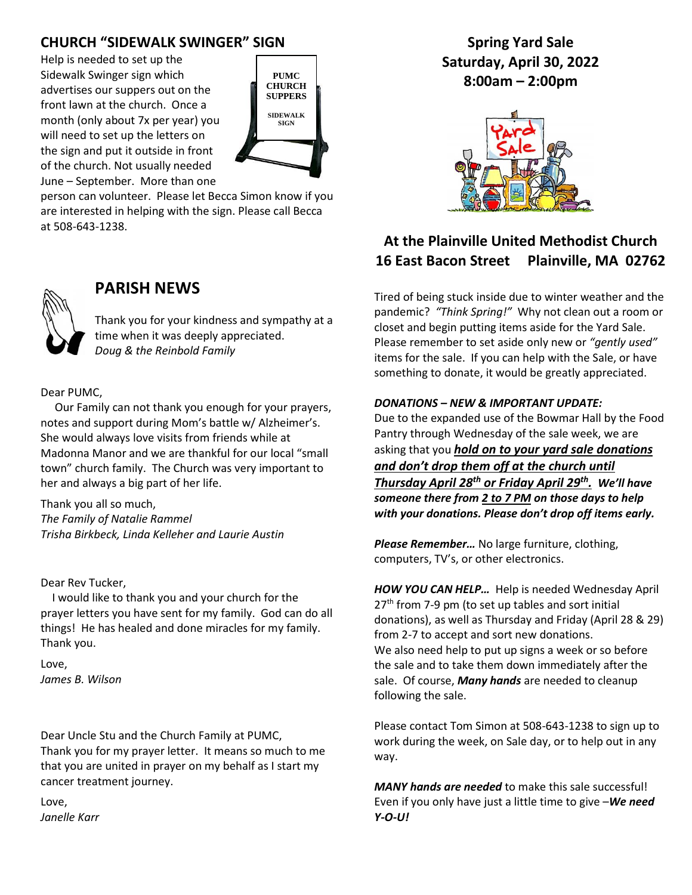## CHURCH "SIDEWALK SWINGER" SIGN

Help is needed to set up the Sidewalk Swinger sign which advertises our suppers out on the front lawn at the church. Once a month (only about 7x per year) you will need to set up the letters on the sign and put it outside in front of the church. Not usually needed June – September. More than one person can volunteer. Please let Becca Simon know if you are interested in helping with the sign. Please call Becca at 508-643-1238.

## PARISH NEWS

Thank you for your kindness and sympathy at a time when it was deeply appreciated.
*Doug & the Reinbold Family*

Dear PUMC,

Our Family can not thank you enough for your prayers, notes and support during Mom's battle w/ Alzheimer's. She would always love visits from friends while at Madonna Manor and we are thankful for our local "small town" church family. The Church was very important to her and always a big part of her life.

Thank you all so much,
*The Family of Natalie Rammel*
*Trisha Birkbeck, Linda Kelleher and Laurie Austin*

Dear Rev Tucker,

I would like to thank you and your church for the prayer letters you have sent for my family. God can do all things! He has healed and done miracles for my family. Thank you.

Love,
*James B. Wilson*

Dear Uncle Stu and the Church Family at PUMC,
Thank you for my prayer letter. It means so much to me that you are united in prayer on my behalf as I start my cancer treatment journey.

Love,
*Janelle Karr*

## Spring Yard Sale
## Saturday, April 30, 2022
## 8:00am – 2:00pm

### At the Plainville United Methodist Church
### 16 East Bacon Street Plainville, MA 02762

Tired of being stuck inside due to winter weather and the pandemic? *"Think Spring!"* Why not clean out a room or closet and begin putting items aside for the Yard Sale. Please remember to set aside only new or *"gently used"* items for the sale. If you can help with the Sale, or have something to donate, it would be greatly appreciated.

***DONATIONS – NEW & IMPORTANT UPDATE:***
Due to the expanded use of the Bowmar Hall by the Food Pantry through Wednesday of the sale week, we are asking that you ***hold on to your yard sale donations and don't drop them off at the church until Thursday April 28th or Friday April 29th. We'll have someone there from 2 to 7 PM on those days to help with your donations. Please don't drop off items early.***

***Please Remember…*** No large furniture, clothing, computers, TV's, or other electronics.

***HOW YOU CAN HELP…*** Help is needed Wednesday April 27th from 7-9 pm (to set up tables and sort initial donations), as well as Thursday and Friday (April 28 & 29) from 2-7 to accept and sort new donations.
We also need help to put up signs a week or so before the sale and to take them down immediately after the sale. Of course, ***Many hands*** are needed to cleanup following the sale.

Please contact Tom Simon at 508-643-1238 to sign up to work during the week, on Sale day, or to help out in any way.

***MANY hands are needed*** to make this sale successful! Even if you only have just a little time to give –***We need Y-O-U!***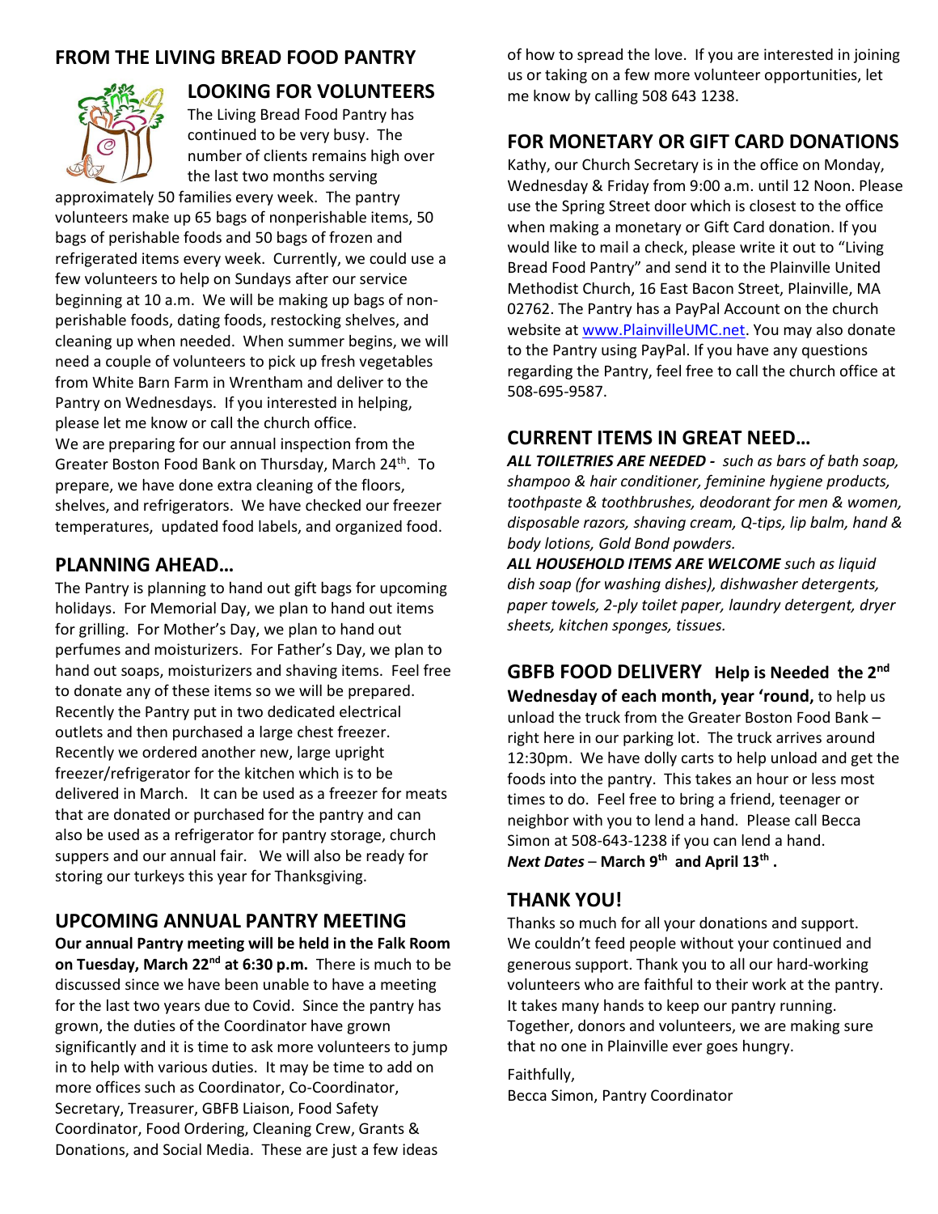## FROM THE LIVING BREAD FOOD PANTRY

### LOOKING FOR VOLUNTEERS

The Living Bread Food Pantry has continued to be very busy. The number of clients remains high over the last two months serving approximately 50 families every week. The pantry volunteers make up 65 bags of nonperishable items, 50 bags of perishable foods and 50 bags of frozen and refrigerated items every week. Currently, we could use a few volunteers to help on Sundays after our service beginning at 10 a.m. We will be making up bags of non-perishable foods, dating foods, restocking shelves, and cleaning up when needed. When summer begins, we will need a couple of volunteers to pick up fresh vegetables from White Barn Farm in Wrentham and deliver to the Pantry on Wednesdays. If you interested in helping, please let me know or call the church office.

We are preparing for our annual inspection from the Greater Boston Food Bank on Thursday, March 24th. To prepare, we have done extra cleaning of the floors, shelves, and refrigerators. We have checked our freezer temperatures, updated food labels, and organized food.

### PLANNING AHEAD…

The Pantry is planning to hand out gift bags for upcoming holidays. For Memorial Day, we plan to hand out items for grilling. For Mother's Day, we plan to hand out perfumes and moisturizers. For Father's Day, we plan to hand out soaps, moisturizers and shaving items. Feel free to donate any of these items so we will be prepared. Recently the Pantry put in two dedicated electrical outlets and then purchased a large chest freezer. Recently we ordered another new, large upright freezer/refrigerator for the kitchen which is to be delivered in March. It can be used as a freezer for meats that are donated or purchased for the pantry and can also be used as a refrigerator for pantry storage, church suppers and our annual fair. We will also be ready for storing our turkeys this year for Thanksgiving.

### UPCOMING ANNUAL PANTRY MEETING

**Our annual Pantry meeting will be held in the Falk Room on Tuesday, March 22nd at 6:30 p.m.** There is much to be discussed since we have been unable to have a meeting for the last two years due to Covid. Since the pantry has grown, the duties of the Coordinator have grown significantly and it is time to ask more volunteers to jump in to help with various duties. It may be time to add on more offices such as Coordinator, Co-Coordinator, Secretary, Treasurer, GBFB Liaison, Food Safety Coordinator, Food Ordering, Cleaning Crew, Grants & Donations, and Social Media. These are just a few ideas of how to spread the love. If you are interested in joining us or taking on a few more volunteer opportunities, let me know by calling 508 643 1238.

### FOR MONETARY OR GIFT CARD DONATIONS

Kathy, our Church Secretary is in the office on Monday, Wednesday & Friday from 9:00 a.m. until 12 Noon. Please use the Spring Street door which is closest to the office when making a monetary or Gift Card donation. If you would like to mail a check, please write it out to "Living Bread Food Pantry" and send it to the Plainville United Methodist Church, 16 East Bacon Street, Plainville, MA 02762. The Pantry has a PayPal Account on the church website at www.PlainvilleUMC.net. You may also donate to the Pantry using PayPal. If you have any questions regarding the Pantry, feel free to call the church office at 508-695-9587.

### CURRENT ITEMS IN GREAT NEED…

***ALL TOILETRIES ARE NEEDED -*** *such as bars of bath soap, shampoo & hair conditioner, feminine hygiene products, toothpaste & toothbrushes, deodorant for men & women, disposable razors, shaving cream, Q-tips, lip balm, hand & body lotions, Gold Bond powders.*

***ALL HOUSEHOLD ITEMS ARE WELCOME*** *such as liquid dish soap (for washing dishes), dishwasher detergents, paper towels, 2-ply toilet paper, laundry detergent, dryer sheets, kitchen sponges, tissues.*

### GBFB FOOD DELIVERY **Help is Needed the 2nd Wednesday of each month, year 'round,**

to help us unload the truck from the Greater Boston Food Bank – right here in our parking lot. The truck arrives around 12:30pm. We have dolly carts to help unload and get the foods into the pantry. This takes an hour or less most times to do. Feel free to bring a friend, teenager or neighbor with you to lend a hand. Please call Becca Simon at 508-643-1238 if you can lend a hand.

***Next Dates*** – **March 9th and April 13th .**

### THANK YOU!

Thanks so much for all your donations and support. We couldn't feed people without your continued and generous support. Thank you to all our hard-working volunteers who are faithful to their work at the pantry. It takes many hands to keep our pantry running. Together, donors and volunteers, we are making sure that no one in Plainville ever goes hungry.

Faithfully,
Becca Simon, Pantry Coordinator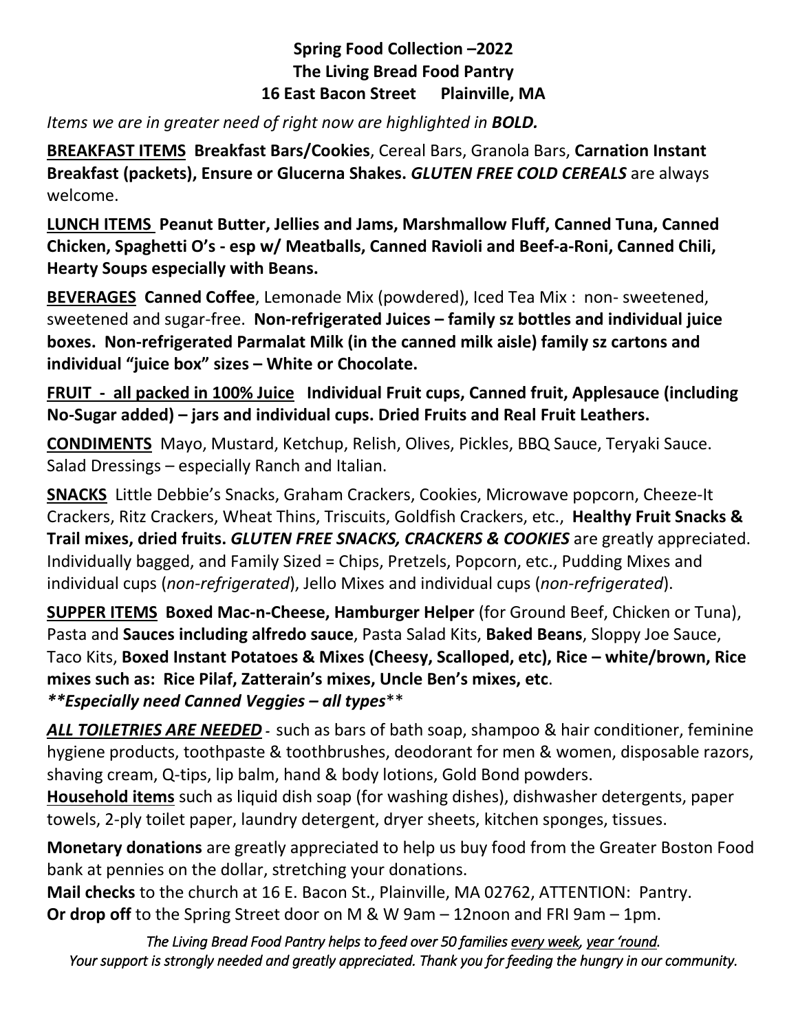**Spring Food Collection –2022**
**The Living Bread Food Pantry**
**16 East Bacon Street Plainville, MA**

*Items we are in greater need of right now are highlighted in **BOLD.***

**BREAKFAST ITEMS** **Breakfast Bars/Cookies**, Cereal Bars, Granola Bars, **Carnation Instant Breakfast (packets), Ensure or Glucerna Shakes.** ***GLUTEN FREE COLD CEREALS*** are always welcome.

**LUNCH ITEMS** **Peanut Butter, Jellies and Jams, Marshmallow Fluff, Canned Tuna, Canned Chicken, Spaghetti O's - esp w/ Meatballs, Canned Ravioli and Beef-a-Roni, Canned Chili, Hearty Soups especially with Beans.**

**BEVERAGES** **Canned Coffee**, Lemonade Mix (powdered), Iced Tea Mix : non- sweetened, sweetened and sugar-free. **Non-refrigerated Juices – family sz bottles and individual juice boxes. Non-refrigerated Parmalat Milk (in the canned milk aisle) family sz cartons and individual "juice box" sizes – White or Chocolate.**

**FRUIT - all packed in 100% Juice** **Individual Fruit cups, Canned fruit, Applesauce (including No-Sugar added) – jars and individual cups. Dried Fruits and Real Fruit Leathers.**

**CONDIMENTS** Mayo, Mustard, Ketchup, Relish, Olives, Pickles, BBQ Sauce, Teryaki Sauce. Salad Dressings – especially Ranch and Italian.

**SNACKS** Little Debbie's Snacks, Graham Crackers, Cookies, Microwave popcorn, Cheeze-It Crackers, Ritz Crackers, Wheat Thins, Triscuits, Goldfish Crackers, etc., **Healthy Fruit Snacks & Trail mixes, dried fruits.** ***GLUTEN FREE SNACKS, CRACKERS & COOKIES*** are greatly appreciated. Individually bagged, and Family Sized = Chips, Pretzels, Popcorn, etc., Pudding Mixes and individual cups (*non-refrigerated*), Jello Mixes and individual cups (*non-refrigerated*).

**SUPPER ITEMS** **Boxed Mac-n-Cheese, Hamburger Helper** (for Ground Beef, Chicken or Tuna), Pasta and **Sauces including alfredo sauce**, Pasta Salad Kits, **Baked Beans**, Sloppy Joe Sauce, Taco Kits, **Boxed Instant Potatoes & Mixes (Cheesy, Scalloped, etc), Rice – white/brown, Rice mixes such as: Rice Pilaf, Zatterain's mixes, Uncle Ben's mixes, etc**.
***\*\*Especially need Canned Veggies – all types\*\****

***ALL TOILETRIES ARE NEEDED*** - such as bars of bath soap, shampoo & hair conditioner, feminine hygiene products, toothpaste & toothbrushes, deodorant for men & women, disposable razors, shaving cream, Q-tips, lip balm, hand & body lotions, Gold Bond powders.
**Household items** such as liquid dish soap (for washing dishes), dishwasher detergents, paper towels, 2-ply toilet paper, laundry detergent, dryer sheets, kitchen sponges, tissues.

**Monetary donations** are greatly appreciated to help us buy food from the Greater Boston Food bank at pennies on the dollar, stretching your donations.
**Mail checks** to the church at 16 E. Bacon St., Plainville, MA 02762, ATTENTION: Pantry.
**Or drop off** to the Spring Street door on M & W 9am – 12noon and FRI 9am – 1pm.

*The Living Bread Food Pantry helps to feed over 50 families every week, year 'round.*
*Your support is strongly needed and greatly appreciated. Thank you for feeding the hungry in our community.*